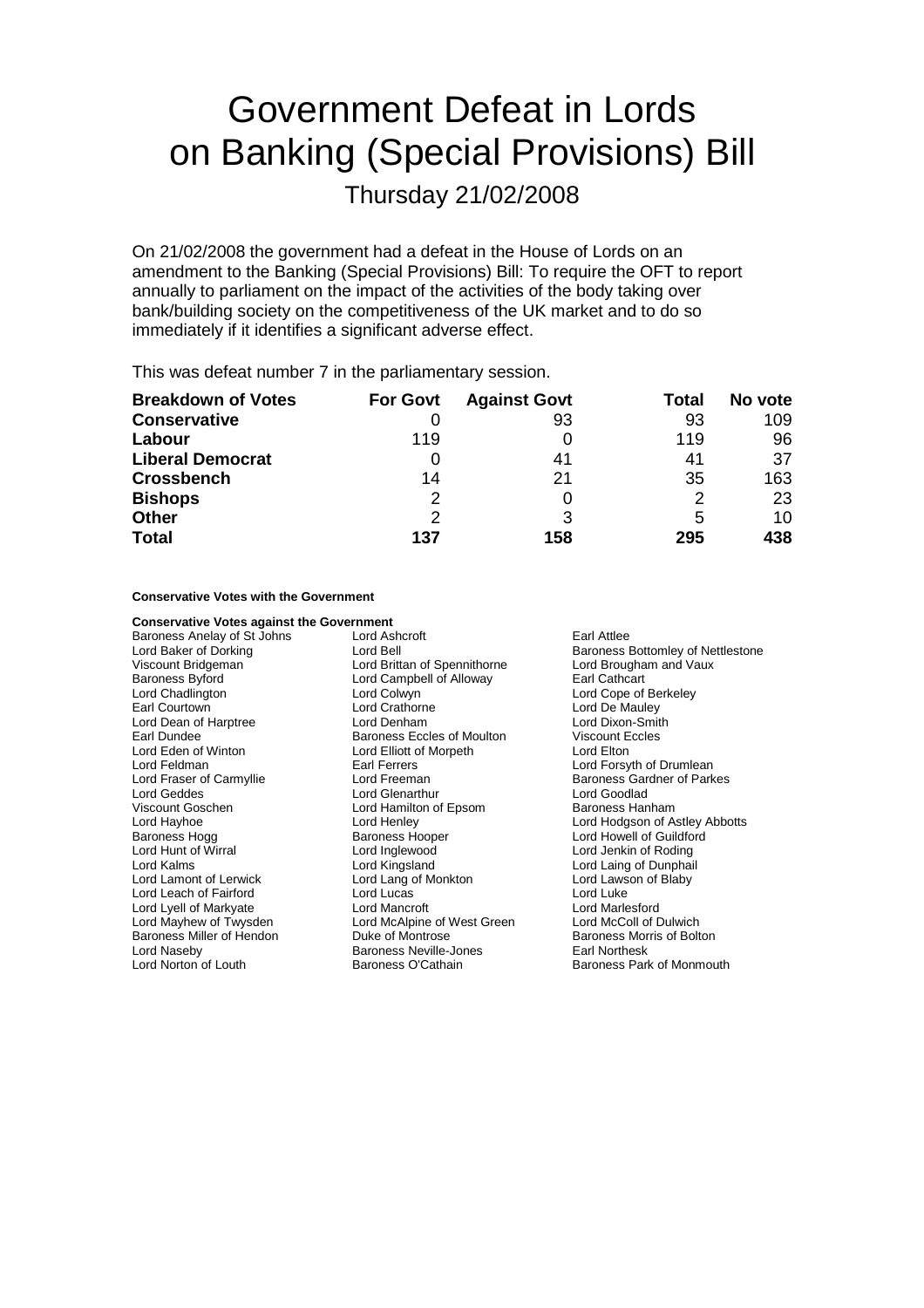# Government Defeat in Lords on Banking (Special Provisions) Bill

Thursday 21/02/2008

On 21/02/2008 the government had a defeat in the House of Lords on an amendment to the Banking (Special Provisions) Bill: To require the OFT to report annually to parliament on the impact of the activities of the body taking over bank/building society on the competitiveness of the UK market and to do so immediately if it identifies a significant adverse effect.

This was defeat number 7 in the parliamentary session.

| Breakdown of Votes | For Govt | Against Govt | Total | No vote |
|---|---|---|---|---|
| **Conservative** | 0 | 93 | 93 | 109 |
| **Labour** | 119 | 0 | 119 | 96 |
| **Liberal Democrat** | 0 | 41 | 41 | 37 |
| **Crossbench** | 14 | 21 | 35 | 163 |
| **Bishops** | 2 | 0 | 2 | 23 |
| **Other** | 2 | 3 | 5 | 10 |
| **Total** | **137** | **158** | **295** | **438** |

**Conservative Votes with the Government**

**Conservative Votes against the Government**

Baroness Anelay of St Johns
Lord Ashcroft
Earl Attlee
Lord Baker of Dorking
Lord Bell
Baroness Bottomley of Nettlestone
Viscount Bridgeman
Lord Brittan of Spennithorne
Lord Brougham and Vaux
Baroness Byford
Lord Campbell of Alloway
Earl Cathcart
Lord Chadlington
Lord Colwyn
Lord Cope of Berkeley
Earl Courtown
Lord Crathorne
Lord De Mauley
Lord Dean of Harptree
Lord Denham
Lord Dixon-Smith
Earl Dundee
Baroness Eccles of Moulton
Viscount Eccles
Lord Eden of Winton
Lord Elliott of Morpeth
Lord Elton
Lord Feldman
Earl Ferrers
Lord Forsyth of Drumlean
Lord Fraser of Carmyllie
Lord Freeman
Baroness Gardner of Parkes
Lord Geddes
Lord Glenarthur
Lord Goodlad
Viscount Goschen
Lord Hamilton of Epsom
Baroness Hanham
Lord Hayhoe
Lord Henley
Lord Hodgson of Astley Abbotts
Baroness Hogg
Baroness Hooper
Lord Howell of Guildford
Lord Hunt of Wirral
Lord Inglewood
Lord Jenkin of Roding
Lord Kalms
Lord Kingsland
Lord Laing of Dunphail
Lord Lamont of Lerwick
Lord Lang of Monkton
Lord Lawson of Blaby
Lord Leach of Fairford
Lord Lucas
Lord Luke
Lord Lyell of Markyate
Lord Mancroft
Lord Marlesford
Lord Mayhew of Twysden
Lord McAlpine of West Green
Lord McColl of Dulwich
Baroness Miller of Hendon
Duke of Montrose
Baroness Morris of Bolton
Lord Naseby
Baroness Neville-Jones
Earl Northesk
Lord Norton of Louth
Baroness O'Cathain
Baroness Park of Monmouth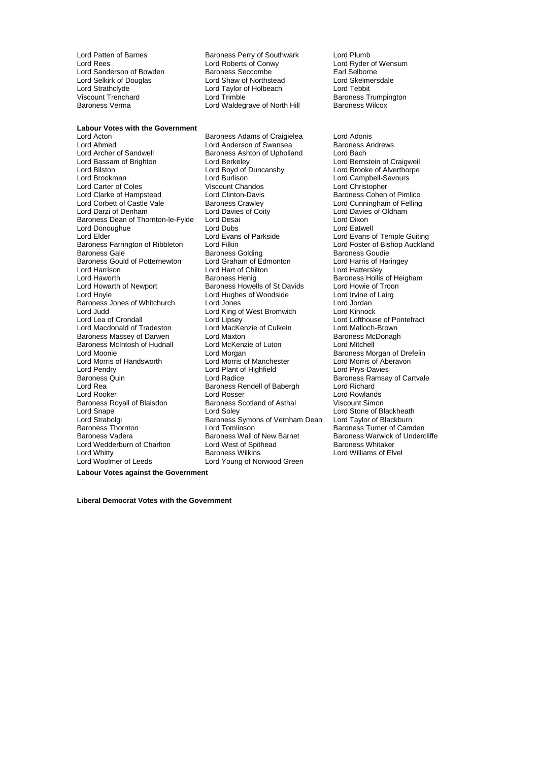Lord Patten of Barnes
Baroness Perry of Southwark
Lord Plumb
Lord Rees
Lord Roberts of Conwy
Lord Ryder of Wensum
Lord Sanderson of Bowden
Baroness Seccombe
Earl Selborne
Lord Selkirk of Douglas
Lord Shaw of Northstead
Lord Skelmersdale
Lord Strathclyde
Lord Taylor of Holbeach
Lord Tebbit
Viscount Trenchard
Lord Trimble
Baroness Trumpington
Baroness Verma
Lord Waldegrave of North Hill
Baroness Wilcox

**Labour Votes with the Government**

Lord Acton
Baroness Adams of Craigielea
Lord Adonis
Lord Ahmed
Lord Anderson of Swansea
Baroness Andrews
Lord Archer of Sandwell
Baroness Ashton of Upholland
Lord Bach
Lord Bassam of Brighton
Lord Berkeley
Lord Bernstein of Craigweil
Lord Bilston
Lord Boyd of Duncansby
Lord Brooke of Alverthorpe
Lord Brookman
Lord Burlison
Lord Campbell-Savours
Lord Carter of Coles
Viscount Chandos
Lord Christopher
Lord Clarke of Hampstead
Lord Clinton-Davis
Baroness Cohen of Pimlico
Lord Corbett of Castle Vale
Baroness Crawley
Lord Cunningham of Felling
Lord Darzi of Denham
Lord Davies of Coity
Lord Davies of Oldham
Baroness Dean of Thornton-le-Fylde
Lord Desai
Lord Dixon
Lord Donoughue
Lord Dubs
Lord Eatwell
Lord Elder
Lord Evans of Parkside
Lord Evans of Temple Guiting
Baroness Farrington of Ribbleton
Lord Filkin
Lord Foster of Bishop Auckland
Baroness Gale
Baroness Golding
Baroness Goudie
Baroness Gould of Potternewton
Lord Graham of Edmonton
Lord Harris of Haringey
Lord Harrison
Lord Hart of Chilton
Lord Hattersley
Lord Haworth
Baroness Henig
Baroness Hollis of Heigham
Lord Howarth of Newport
Baroness Howells of St Davids
Lord Howie of Troon
Lord Hoyle
Lord Hughes of Woodside
Lord Irvine of Lairg
Baroness Jones of Whitchurch
Lord Jones
Lord Jordan
Lord Judd
Lord King of West Bromwich
Lord Kinnock
Lord Lea of Crondall
Lord Lipsey
Lord Lofthouse of Pontefract
Lord Macdonald of Tradeston
Lord MacKenzie of Culkein
Lord Malloch-Brown
Baroness Massey of Darwen
Lord Maxton
Baroness McDonagh
Baroness McIntosh of Hudnall
Lord McKenzie of Luton
Lord Mitchell
Lord Moonie
Lord Morgan
Baroness Morgan of Drefelin
Lord Morris of Handsworth
Lord Morris of Manchester
Lord Morris of Aberavon
Lord Pendry
Lord Plant of Highfield
Lord Prys-Davies
Baroness Quin
Lord Radice
Baroness Ramsay of Cartvale
Lord Rea
Baroness Rendell of Babergh
Lord Richard
Lord Rooker
Lord Rosser
Lord Rowlands
Baroness Royall of Blaisdon
Baroness Scotland of Asthal
Viscount Simon
Lord Snape
Lord Soley
Lord Stone of Blackheath
Lord Strabolgi
Baroness Symons of Vernham Dean
Lord Taylor of Blackburn
Baroness Thornton
Lord Tomlinson
Baroness Turner of Camden
Baroness Vadera
Baroness Wall of New Barnet
Baroness Warwick of Undercliffe
Lord Wedderburn of Charlton
Lord West of Spithead
Baroness Whitaker
Lord Whitty
Baroness Wilkins
Lord Williams of Elvel
Lord Woolmer of Leeds
Lord Young of Norwood Green

**Labour Votes against the Government**

**Liberal Democrat Votes with the Government**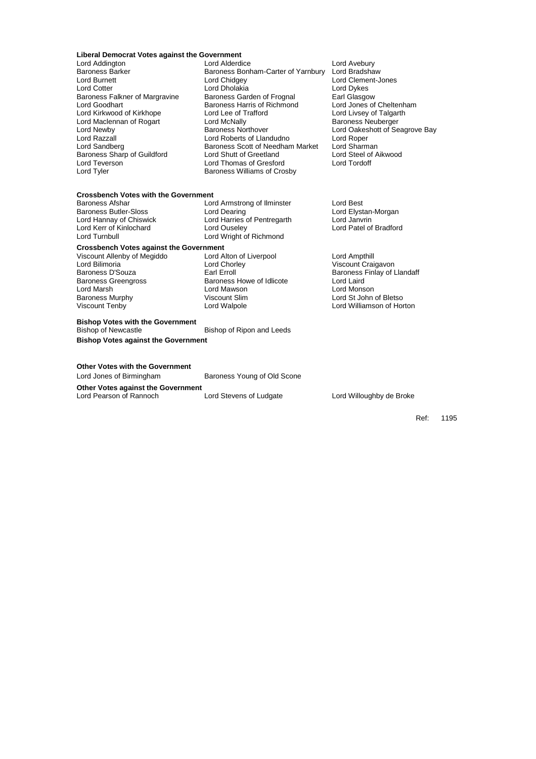**Liberal Democrat Votes against the Government**

Lord Addington
Lord Alderdice
Lord Avebury
Baroness Barker
Baroness Bonham-Carter of Yarnbury
Lord Bradshaw
Lord Burnett
Lord Chidgey
Lord Clement-Jones
Lord Cotter
Lord Dholakia
Lord Dykes
Baroness Falkner of Margravine
Baroness Garden of Frognal
Earl Glasgow
Lord Goodhart
Baroness Harris of Richmond
Lord Jones of Cheltenham
Lord Kirkwood of Kirkhope
Lord Lee of Trafford
Lord Livsey of Talgarth
Lord Maclennan of Rogart
Lord McNally
Baroness Neuberger
Lord Newby
Baroness Northover
Lord Oakeshott of Seagrove Bay
Lord Razzall
Lord Roberts of Llandudno
Lord Roper
Lord Sandberg
Baroness Scott of Needham Market
Lord Sharman
Baroness Sharp of Guildford
Lord Shutt of Greetland
Lord Steel of Aikwood
Lord Teverson
Lord Thomas of Gresford
Lord Tordoff
Lord Tyler
Baroness Williams of Crosby

**Crossbench Votes with the Government**

Baroness Afshar
Lord Armstrong of Ilminster
Lord Best
Baroness Butler-Sloss
Lord Dearing
Lord Elystan-Morgan
Lord Hannay of Chiswick
Lord Harries of Pentregarth
Lord Janvrin
Lord Kerr of Kinlochard
Lord Ouseley
Lord Patel of Bradford
Lord Turnbull
Lord Wright of Richmond

**Crossbench Votes against the Government**

Viscount Allenby of Megiddo
Lord Alton of Liverpool
Lord Ampthill
Lord Bilimoria
Lord Chorley
Viscount Craigavon
Baroness D'Souza
Earl Erroll
Baroness Finlay of Llandaff
Baroness Greengross
Baroness Howe of Idlicote
Lord Laird
Lord Marsh
Lord Mawson
Lord Monson
Baroness Murphy
Viscount Slim
Lord St John of Bletso
Viscount Tenby
Lord Walpole
Lord Williamson of Horton

**Bishop Votes with the Government**

Bishop of Newcastle
Bishop of Ripon and Leeds

**Bishop Votes against the Government**

**Other Votes with the Government**

Lord Jones of Birmingham
Baroness Young of Old Scone

**Other Votes against the Government**

Lord Pearson of Rannoch
Lord Stevens of Ludgate
Lord Willoughby de Broke

Ref: 1195